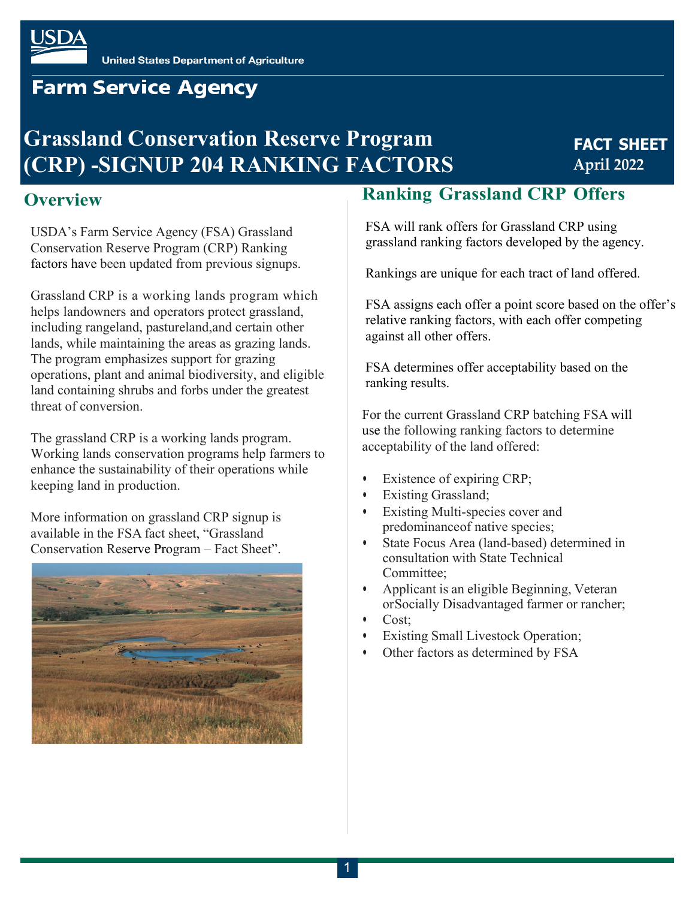USDA

United States Department of Agriculture

Farm Service Agency

# Grassland Conservation Reserve Program (CRP) -SIGNUP 204 RANKING FACTORS

**FACT SHEET**
**April 2022**

## Overview

USDA's Farm Service Agency (FSA) Grassland Conservation Reserve Program (CRP) Ranking factors have been updated from previous signups.

Grassland CRP is a working lands program which helps landowners and operators protect grassland, including rangeland, pastureland,and certain other lands, while maintaining the areas as grazing lands. The program emphasizes support for grazing operations, plant and animal biodiversity, and eligible land containing shrubs and forbs under the greatest threat of conversion.

The grassland CRP is a working lands program. Working lands conservation programs help farmers to enhance the sustainability of their operations while keeping land in production.

More information on grassland CRP signup is available in the FSA fact sheet, "Grassland Conservation Reserve Program – Fact Sheet".

## Ranking Grassland CRP Offers

FSA will rank offers for Grassland CRP using grassland ranking factors developed by the agency.

Rankings are unique for each tract of land offered.

FSA assigns each offer a point score based on the offer's relative ranking factors, with each offer competing against all other offers.

FSA determines offer acceptability based on the ranking results.

For the current Grassland CRP batching FSA will use the following ranking factors to determine acceptability of the land offered:

- Existence of expiring CRP;
- Existing Grassland;
- Existing Multi-species cover and predominanceof native species;
- State Focus Area (land-based) determined in consultation with State Technical Committee;
- Applicant is an eligible Beginning, Veteran orSocially Disadvantaged farmer or rancher;
- Cost;
- Existing Small Livestock Operation;
- Other factors as determined by FSA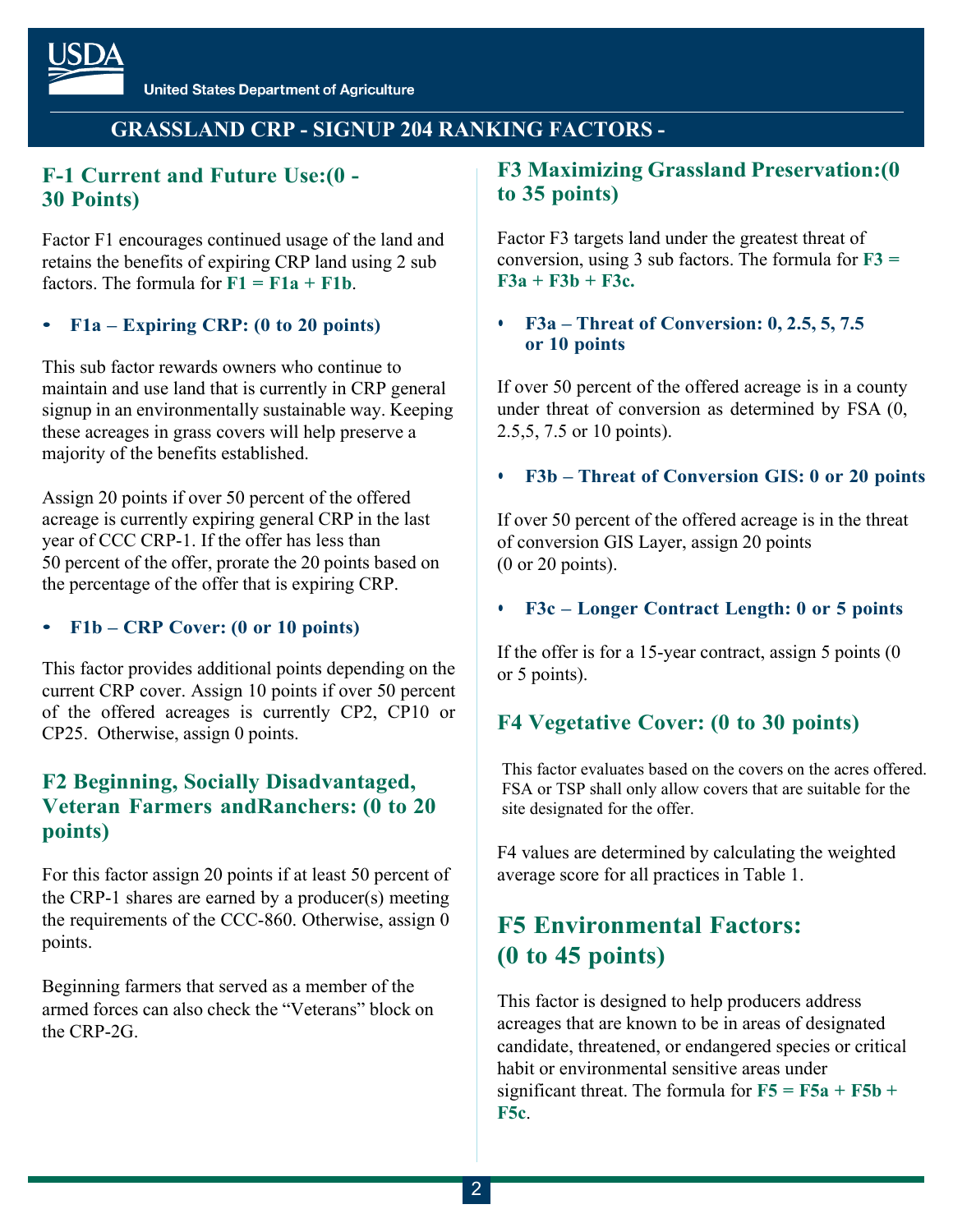## GRASSLAND CRP - SIGNUP 204 RANKING FACTORS -

### F-1 Current and Future Use:(0 - 30 Points)

Factor F1 encourages continued usage of the land and retains the benefits of expiring CRP land using 2 sub factors. The formula for **F1 = F1a + F1b**.

- **F1a – Expiring CRP: (0 to 20 points)**

This sub factor rewards owners who continue to maintain and use land that is currently in CRP general signup in an environmentally sustainable way. Keeping these acreages in grass covers will help preserve a majority of the benefits established.

Assign 20 points if over 50 percent of the offered acreage is currently expiring general CRP in the last year of CCC CRP-1. If the offer has less than 50 percent of the offer, prorate the 20 points based on the percentage of the offer that is expiring CRP.

- **F1b – CRP Cover: (0 or 10 points)**

This factor provides additional points depending on the current CRP cover. Assign 10 points if over 50 percent of the offered acreages is currently CP2, CP10 or CP25. Otherwise, assign 0 points.

### F2 Beginning, Socially Disadvantaged, Veteran Farmers andRanchers: (0 to 20 points)

For this factor assign 20 points if at least 50 percent of the CRP-1 shares are earned by a producer(s) meeting the requirements of the CCC-860. Otherwise, assign 0 points.

Beginning farmers that served as a member of the armed forces can also check the "Veterans" block on the CRP-2G.

### F3 Maximizing Grassland Preservation:(0 to 35 points)

Factor F3 targets land under the greatest threat of conversion, using 3 sub factors. The formula for **F3 = F3a + F3b + F3c.**

- **F3a – Threat of Conversion: 0, 2.5, 5, 7.5 or 10 points**

If over 50 percent of the offered acreage is in a county under threat of conversion as determined by FSA (0, 2.5,5, 7.5 or 10 points).

- **F3b – Threat of Conversion GIS: 0 or 20 points**

If over 50 percent of the offered acreage is in the threat of conversion GIS Layer, assign 20 points (0 or 20 points).

- **F3c – Longer Contract Length: 0 or 5 points**

If the offer is for a 15-year contract, assign 5 points (0 or 5 points).

### F4 Vegetative Cover: (0 to 30 points)

This factor evaluates based on the covers on the acres offered. FSA or TSP shall only allow covers that are suitable for the site designated for the offer.

F4 values are determined by calculating the weighted average score for all practices in Table 1.

## F5 Environmental Factors: (0 to 45 points)

This factor is designed to help producers address acreages that are known to be in areas of designated candidate, threatened, or endangered species or critical habit or environmental sensitive areas under significant threat. The formula for **F5 = F5a + F5b + F5c**.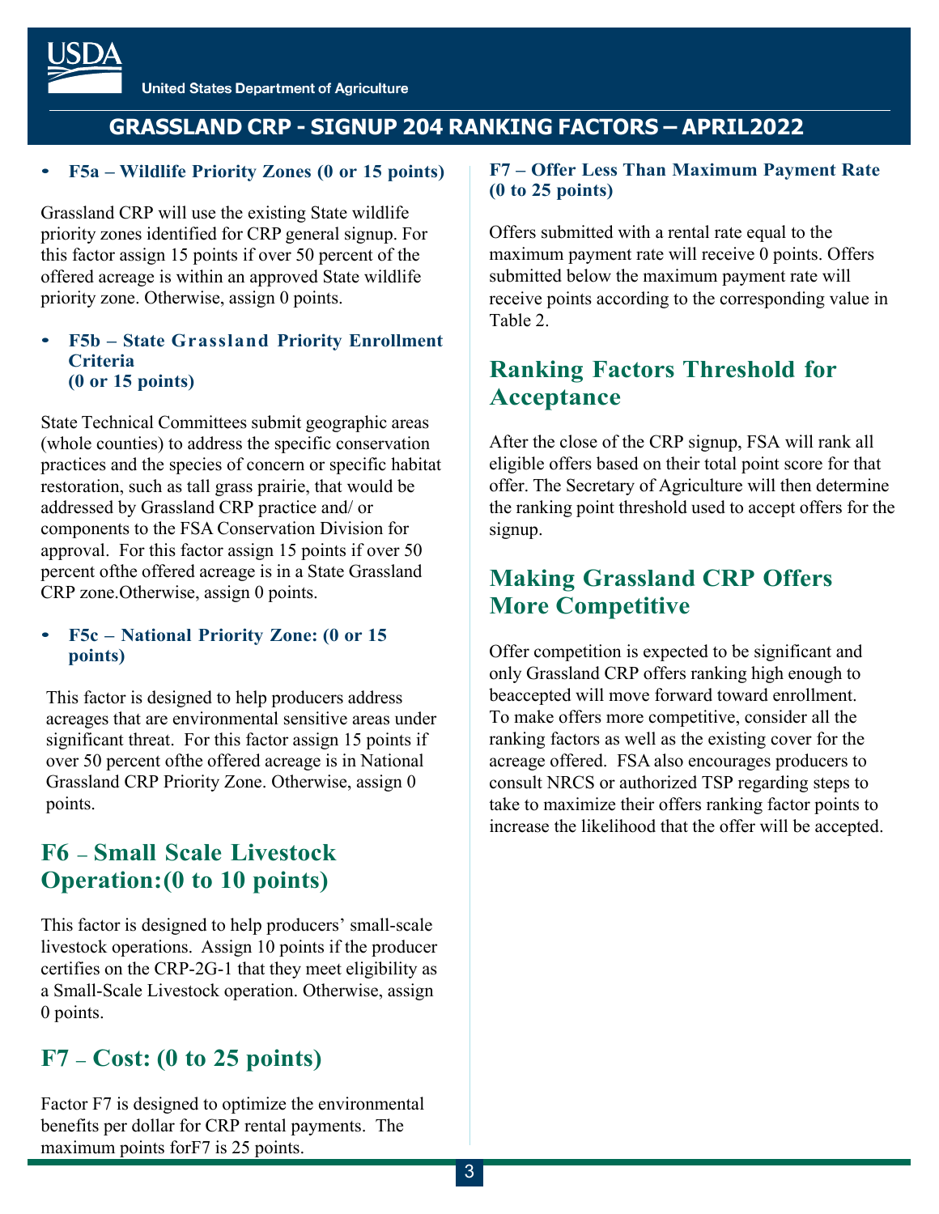- **F5a – Wildlife Priority Zones (0 or 15 points)**

Grassland CRP will use the existing State wildlife priority zones identified for CRP general signup. For this factor assign 15 points if over 50 percent of the offered acreage is within an approved State wildlife priority zone. Otherwise, assign 0 points.

- **F5b – State Grassland Priority Enrollment Criteria (0 or 15 points)**

State Technical Committees submit geographic areas (whole counties) to address the specific conservation practices and the species of concern or specific habitat restoration, such as tall grass prairie, that would be addressed by Grassland CRP practice and/ or components to the FSA Conservation Division for approval. For this factor assign 15 points if over 50 percent ofthe offered acreage is in a State Grassland CRP zone.Otherwise, assign 0 points.

- **F5c – National Priority Zone: (0 or 15 points)**

This factor is designed to help producers address acreages that are environmental sensitive areas under significant threat. For this factor assign 15 points if over 50 percent ofthe offered acreage is in National Grassland CRP Priority Zone. Otherwise, assign 0 points.

## F6 – Small Scale Livestock Operation:(0 to 10 points)

This factor is designed to help producers' small-scale livestock operations. Assign 10 points if the producer certifies on the CRP-2G-1 that they meet eligibility as a Small-Scale Livestock operation. Otherwise, assign 0 points.

## F7 – Cost: (0 to 25 points)

Factor F7 is designed to optimize the environmental benefits per dollar for CRP rental payments. The maximum points forF7 is 25 points.

**F7 – Offer Less Than Maximum Payment Rate (0 to 25 points)**

Offers submitted with a rental rate equal to the maximum payment rate will receive 0 points. Offers submitted below the maximum payment rate will receive points according to the corresponding value in Table 2.

## Ranking Factors Threshold for Acceptance

After the close of the CRP signup, FSA will rank all eligible offers based on their total point score for that offer. The Secretary of Agriculture will then determine the ranking point threshold used to accept offers for the signup.

## Making Grassland CRP Offers More Competitive

Offer competition is expected to be significant and only Grassland CRP offers ranking high enough to beaccepted will move forward toward enrollment. To make offers more competitive, consider all the ranking factors as well as the existing cover for the acreage offered. FSA also encourages producers to consult NRCS or authorized TSP regarding steps to take to maximize their offers ranking factor points to increase the likelihood that the offer will be accepted.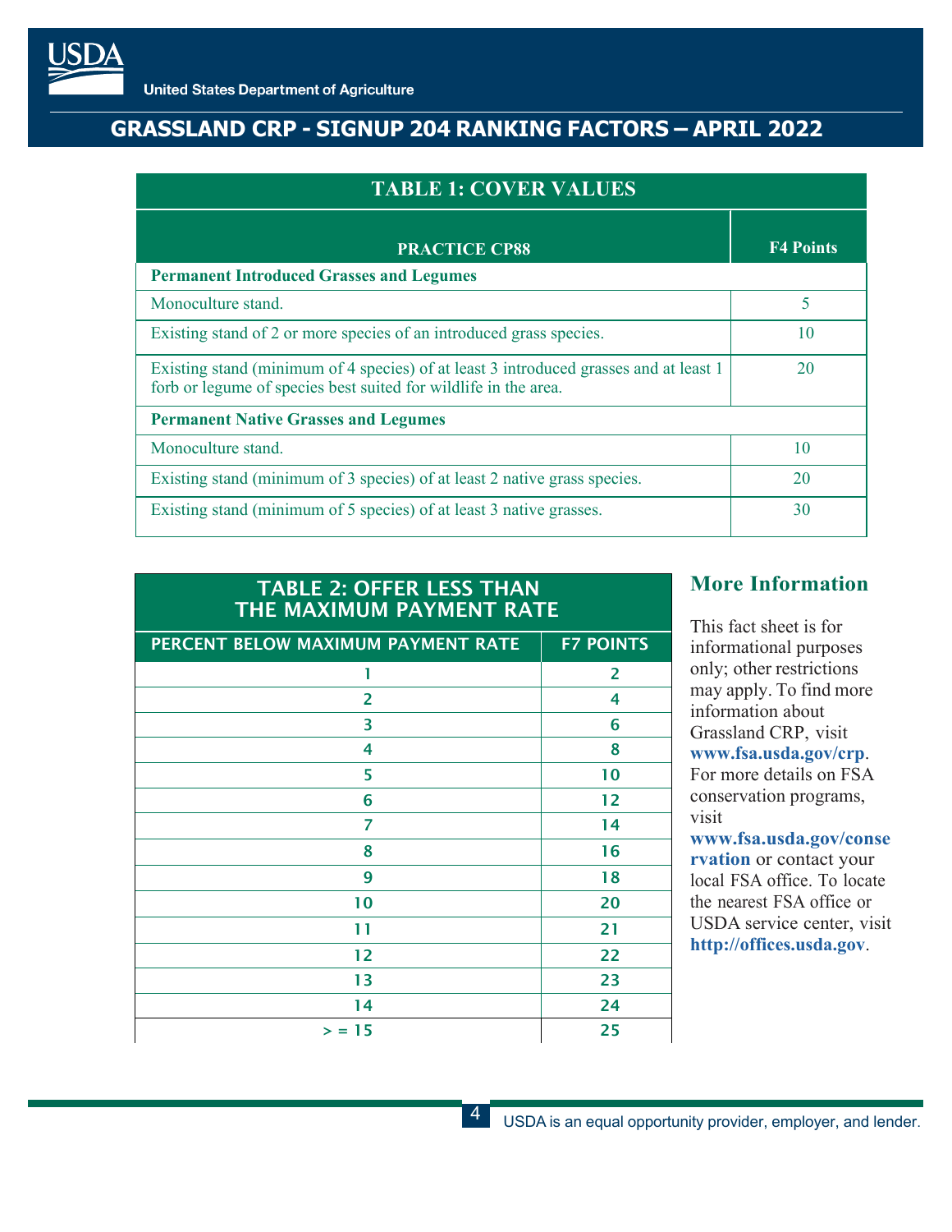# GRASSLAND CRP - SIGNUP 204 RANKING FACTORS – APRIL 2022

## TABLE 1: COVER VALUES

| PRACTICE CP88 | F4 Points |
|---|---|
| **Permanent Introduced Grasses and Legumes** | |
| Monoculture stand. | 5 |
| Existing stand of 2 or more species of an introduced grass species. | 10 |
| Existing stand (minimum of 4 species) of at least 3 introduced grasses and at least 1 forb or legume of species best suited for wildlife in the area. | 20 |
| **Permanent Native Grasses and Legumes** | |
| Monoculture stand. | 10 |
| Existing stand (minimum of 3 species) of at least 2 native grass species. | 20 |
| Existing stand (minimum of 5 species) of at least 3 native grasses. | 30 |

## TABLE 2: OFFER LESS THAN THE MAXIMUM PAYMENT RATE

| PERCENT BELOW MAXIMUM PAYMENT RATE | F7 POINTS |
|---|---|
| 1 | 2 |
| 2 | 4 |
| 3 | 6 |
| 4 | 8 |
| 5 | 10 |
| 6 | 12 |
| 7 | 14 |
| 8 | 16 |
| 9 | 18 |
| 10 | 20 |
| 11 | 21 |
| 12 | 22 |
| 13 | 23 |
| 14 | 24 |
| > = 15 | 25 |

## More Information

This fact sheet is for informational purposes only; other restrictions may apply. To find more information about Grassland CRP, visit **www.fsa.usda.gov/crp**. For more details on FSA conservation programs, visit **www.fsa.usda.gov/conservation** or contact your local FSA office. To locate the nearest FSA office or USDA service center, visit **http://offices.usda.gov**.

USDA is an equal opportunity provider, employer, and lender.